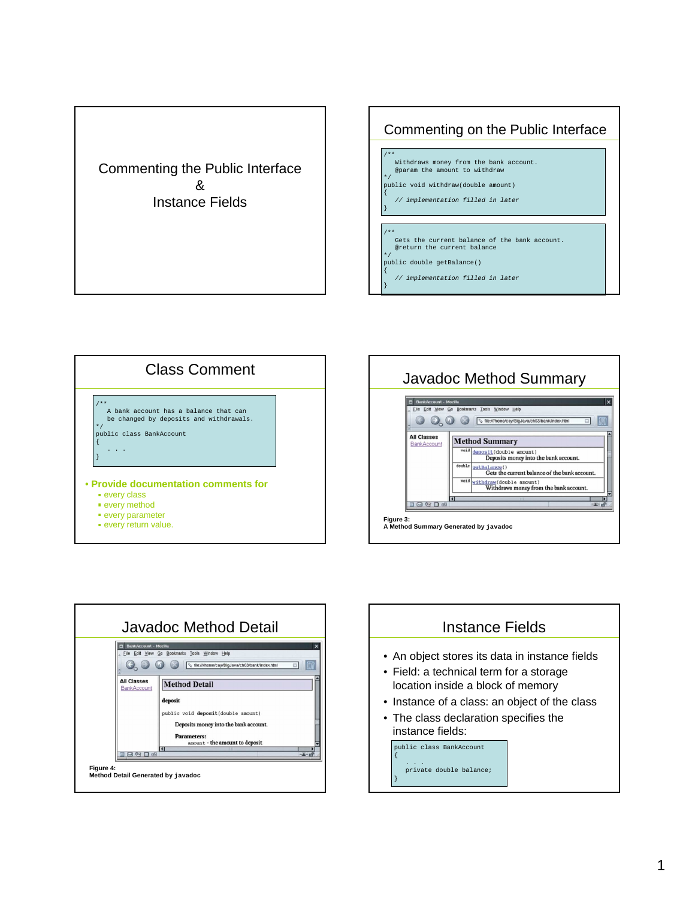# Commenting the Public Interface & Instance Fields

## Commenting on the Public Interface

```
/**
   Withdraws money from the bank account.
   @param the amount to withdraw
*/
public void withdraw(double amount)
{
   // implementation filled in later
}
```

```
/**
   Gets the current balance of the bank account.
   @return the current balance
*/
public double getBalance()
{
   // implementation filled in later
}
```

## Class Comment

```
/**
   A bank account has a balance that can
   be changed by deposits and withdrawals.
*/
public class BankAccount
{
   . . .
}
```

- Provide documentation comments for
  - every class
  - every method
  - every parameter
  - every return value.

## Javadoc Method Summary

Figure 3:
A Method Summary Generated by javadoc

## Javadoc Method Detail

Figure 4:
Method Detail Generated by javadoc

## Instance Fields

- An object stores its data in instance fields
- Field: a technical term for a storage location inside a block of memory
- Instance of a class: an object of the class
- The class declaration specifies the instance fields:

```
public class BankAccount
{
   . . .
   private double balance;
}
```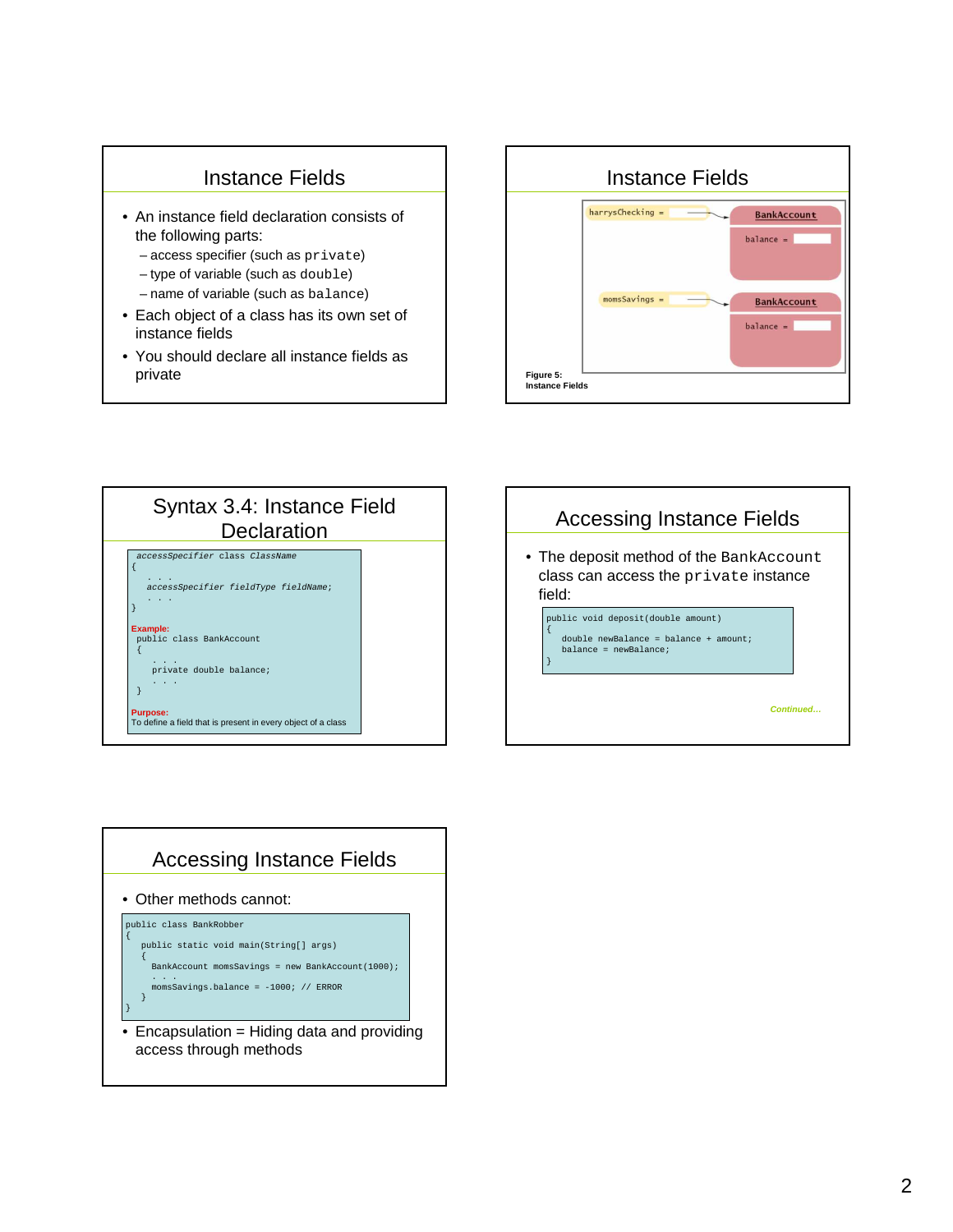## Instance Fields

- An instance field declaration consists of the following parts:
  - access specifier (such as `private`)
  - type of variable (such as `double`)
  - name of variable (such as `balance`)
- Each object of a class has its own set of instance fields
- You should declare all instance fields as private

## Instance Fields

harrysChecking =

BankAccount

balance =

momsSavings =

BankAccount

balance =

**Figure 5: Instance Fields**

## Syntax 3.4: Instance Field Declaration

```
accessSpecifier class ClassName
{
   . . .
   accessSpecifier fieldType fieldName;
   . . .
}
```

**Example:**

```
public class BankAccount
{
   . . .
   private double balance;
   . . .
}
```

**Purpose:**
To define a field that is present in every object of a class

## Accessing Instance Fields

- The deposit method of the `BankAccount` class can access the `private` instance field:

```
public void deposit(double amount)
{
   double newBalance = balance + amount;
   balance = newBalance;
}
```

*Continued…*

## Accessing Instance Fields

- Other methods cannot:

```
public class BankRobber
{
   public static void main(String[] args)
   {
      BankAccount momsSavings = new BankAccount(1000);
      . . .
      momsSavings.balance = -1000; // ERROR
   }
}
```

- Encapsulation = Hiding data and providing access through methods